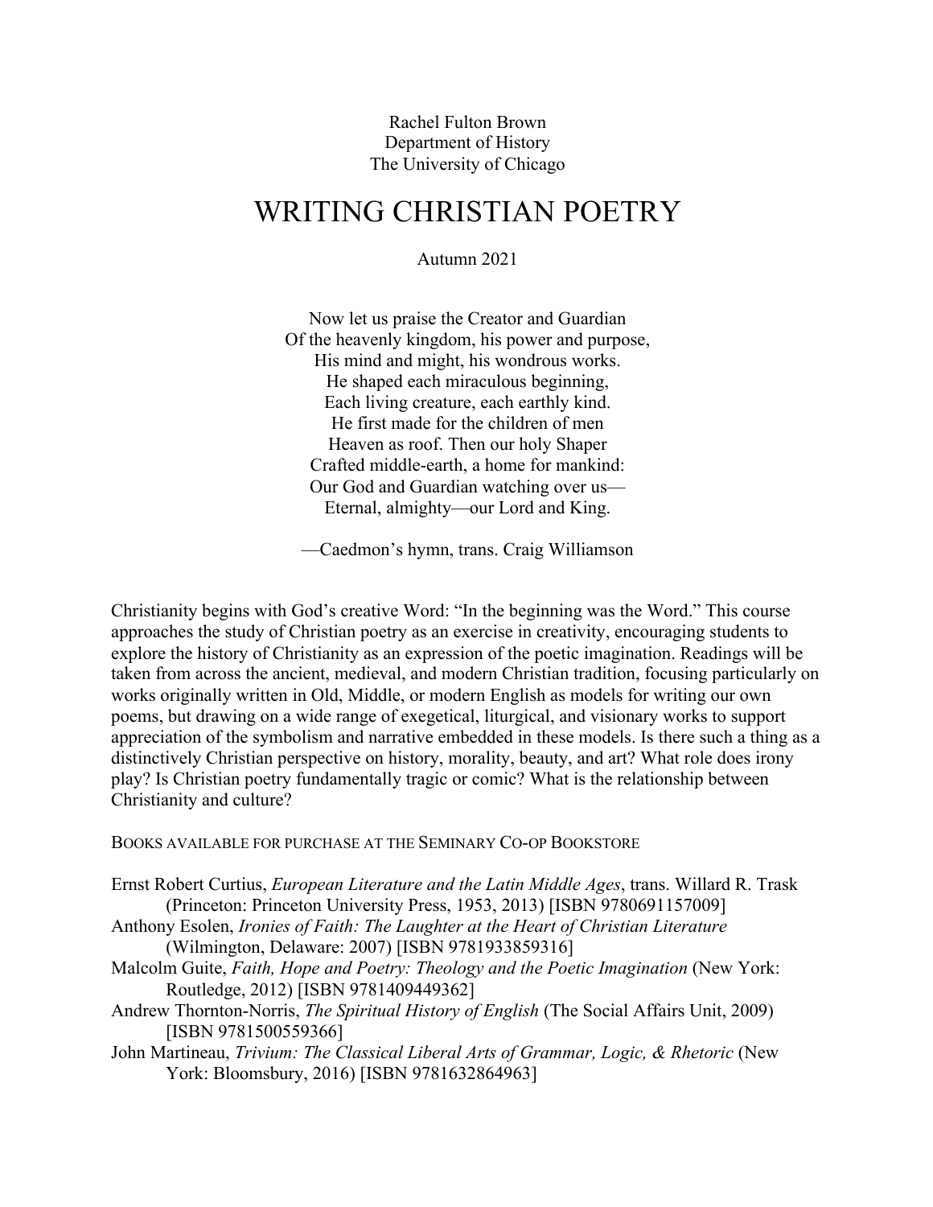Rachel Fulton Brown
Department of History
The University of Chicago

# WRITING CHRISTIAN POETRY

Autumn 2021

Now let us praise the Creator and Guardian
Of the heavenly kingdom, his power and purpose,
His mind and might, his wondrous works.
He shaped each miraculous beginning,
Each living creature, each earthly kind.
He first made for the children of men
Heaven as roof. Then our holy Shaper
Crafted middle-earth, a home for mankind:
Our God and Guardian watching over us—
Eternal, almighty—our Lord and King.

—Caedmon's hymn, trans. Craig Williamson

Christianity begins with God's creative Word: "In the beginning was the Word." This course approaches the study of Christian poetry as an exercise in creativity, encouraging students to explore the history of Christianity as an expression of the poetic imagination. Readings will be taken from across the ancient, medieval, and modern Christian tradition, focusing particularly on works originally written in Old, Middle, or modern English as models for writing our own poems, but drawing on a wide range of exegetical, liturgical, and visionary works to support appreciation of the symbolism and narrative embedded in these models. Is there such a thing as a distinctively Christian perspective on history, morality, beauty, and art? What role does irony play? Is Christian poetry fundamentally tragic or comic? What is the relationship between Christianity and culture?

BOOKS AVAILABLE FOR PURCHASE AT THE SEMINARY CO-OP BOOKSTORE

Ernst Robert Curtius, *European Literature and the Latin Middle Ages*, trans. Willard R. Trask (Princeton: Princeton University Press, 1953, 2013) [ISBN 9780691157009]

Anthony Esolen, *Ironies of Faith: The Laughter at the Heart of Christian Literature* (Wilmington, Delaware: 2007) [ISBN 9781933859316]

Malcolm Guite, *Faith, Hope and Poetry: Theology and the Poetic Imagination* (New York: Routledge, 2012) [ISBN 9781409449362]

Andrew Thornton-Norris, *The Spiritual History of English* (The Social Affairs Unit, 2009) [ISBN 9781500559366]

John Martineau, *Trivium: The Classical Liberal Arts of Grammar, Logic, & Rhetoric* (New York: Bloomsbury, 2016) [ISBN 9781632864963]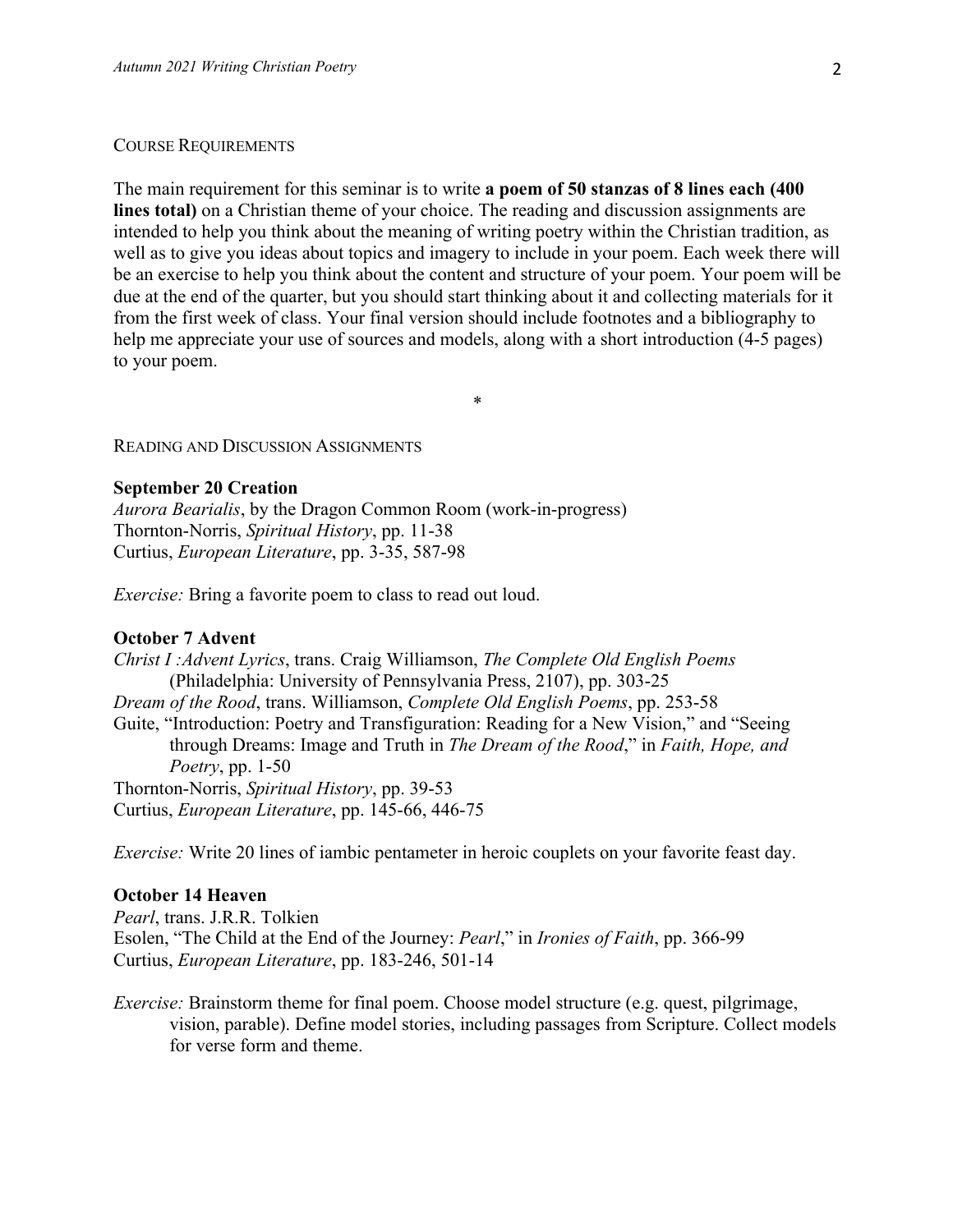## Course Requirements

The main requirement for this seminar is to write **a poem of 50 stanzas of 8 lines each (400 lines total)** on a Christian theme of your choice. The reading and discussion assignments are intended to help you think about the meaning of writing poetry within the Christian tradition, as well as to give you ideas about topics and imagery to include in your poem. Each week there will be an exercise to help you think about the content and structure of your poem. Your poem will be due at the end of the quarter, but you should start thinking about it and collecting materials for it from the first week of class. Your final version should include footnotes and a bibliography to help me appreciate your use of sources and models, along with a short introduction (4-5 pages) to your poem.

*

## Reading and Discussion Assignments

### September 20 Creation

*Aurora Bearialis*, by the Dragon Common Room (work-in-progress)
Thornton-Norris, *Spiritual History*, pp. 11-38
Curtius, *European Literature*, pp. 3-35, 587-98

*Exercise:* Bring a favorite poem to class to read out loud.

### October 7 Advent

*Christ I :Advent Lyrics*, trans. Craig Williamson, *The Complete Old English Poems* (Philadelphia: University of Pennsylvania Press, 2107), pp. 303-25
*Dream of the Rood*, trans. Williamson, *Complete Old English Poems*, pp. 253-58
Guite, "Introduction: Poetry and Transfiguration: Reading for a New Vision," and "Seeing through Dreams: Image and Truth in *The Dream of the Rood*," in *Faith, Hope, and Poetry*, pp. 1-50
Thornton-Norris, *Spiritual History*, pp. 39-53
Curtius, *European Literature*, pp. 145-66, 446-75

*Exercise:* Write 20 lines of iambic pentameter in heroic couplets on your favorite feast day.

### October 14 Heaven

*Pearl*, trans. J.R.R. Tolkien
Esolen, "The Child at the End of the Journey: *Pearl*," in *Ironies of Faith*, pp. 366-99
Curtius, *European Literature*, pp. 183-246, 501-14

*Exercise:* Brainstorm theme for final poem. Choose model structure (e.g. quest, pilgrimage, vision, parable). Define model stories, including passages from Scripture. Collect models for verse form and theme.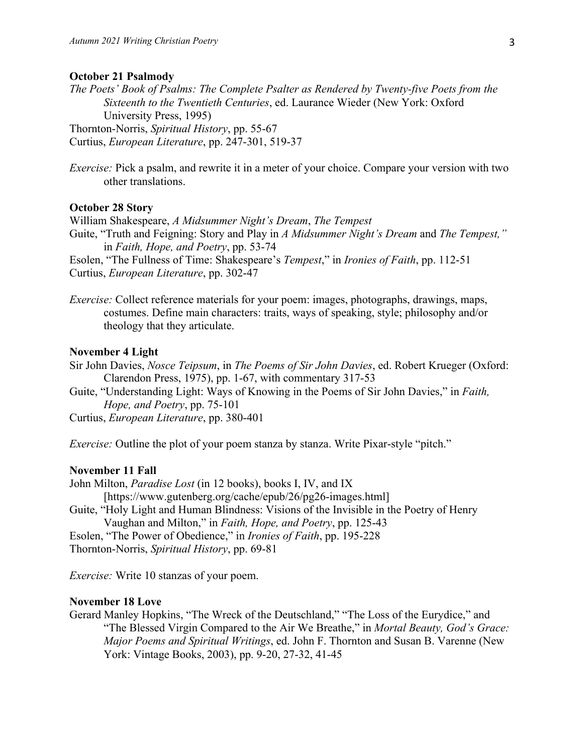**October 21 Psalmody**

*The Poets' Book of Psalms: The Complete Psalter as Rendered by Twenty-five Poets from the Sixteenth to the Twentieth Centuries*, ed. Laurance Wieder (New York: Oxford University Press, 1995)

Thornton-Norris, *Spiritual History*, pp. 55-67

Curtius, *European Literature*, pp. 247-301, 519-37

*Exercise:* Pick a psalm, and rewrite it in a meter of your choice. Compare your version with two other translations.

**October 28 Story**

William Shakespeare, *A Midsummer Night's Dream*, *The Tempest*

Guite, "Truth and Feigning: Story and Play in *A Midsummer Night's Dream* and *The Tempest,"* in *Faith, Hope, and Poetry*, pp. 53-74

Esolen, "The Fullness of Time: Shakespeare's *Tempest*," in *Ironies of Faith*, pp. 112-51

Curtius, *European Literature*, pp. 302-47

*Exercise:* Collect reference materials for your poem: images, photographs, drawings, maps, costumes. Define main characters: traits, ways of speaking, style; philosophy and/or theology that they articulate.

**November 4 Light**

Sir John Davies, *Nosce Teipsum*, in *The Poems of Sir John Davies*, ed. Robert Krueger (Oxford: Clarendon Press, 1975), pp. 1-67, with commentary 317-53

Guite, "Understanding Light: Ways of Knowing in the Poems of Sir John Davies," in *Faith, Hope, and Poetry*, pp. 75-101

Curtius, *European Literature*, pp. 380-401

*Exercise:* Outline the plot of your poem stanza by stanza. Write Pixar-style "pitch."

**November 11 Fall**

John Milton, *Paradise Lost* (in 12 books), books I, IV, and IX [https://www.gutenberg.org/cache/epub/26/pg26-images.html]

Guite, "Holy Light and Human Blindness: Visions of the Invisible in the Poetry of Henry Vaughan and Milton," in *Faith, Hope, and Poetry*, pp. 125-43

Esolen, "The Power of Obedience," in *Ironies of Faith*, pp. 195-228

Thornton-Norris, *Spiritual History*, pp. 69-81

*Exercise:* Write 10 stanzas of your poem.

**November 18 Love**

Gerard Manley Hopkins, "The Wreck of the Deutschland," "The Loss of the Eurydice," and "The Blessed Virgin Compared to the Air We Breathe," in *Mortal Beauty, God's Grace: Major Poems and Spiritual Writings*, ed. John F. Thornton and Susan B. Varenne (New York: Vintage Books, 2003), pp. 9-20, 27-32, 41-45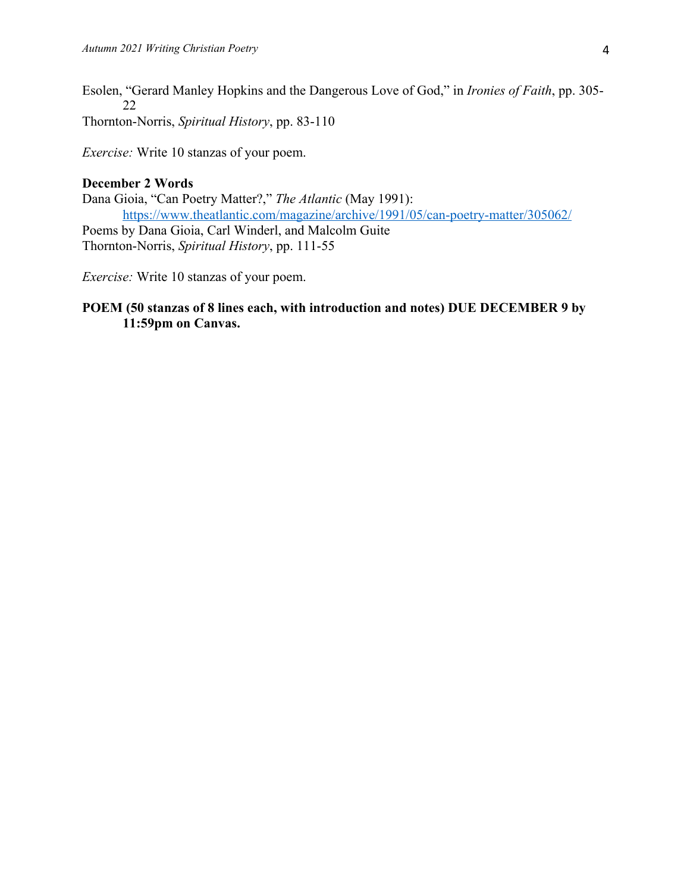Esolen, "Gerard Manley Hopkins and the Dangerous Love of God," in *Ironies of Faith*, pp. 305-22

Thornton-Norris, *Spiritual History*, pp. 83-110

*Exercise:* Write 10 stanzas of your poem.

**December 2 Words**

Dana Gioia, "Can Poetry Matter?," *The Atlantic* (May 1991): https://www.theatlantic.com/magazine/archive/1991/05/can-poetry-matter/305062/

Poems by Dana Gioia, Carl Winderl, and Malcolm Guite

Thornton-Norris, *Spiritual History*, pp. 111-55

*Exercise:* Write 10 stanzas of your poem.

**POEM (50 stanzas of 8 lines each, with introduction and notes) DUE DECEMBER 9 by 11:59pm on Canvas.**